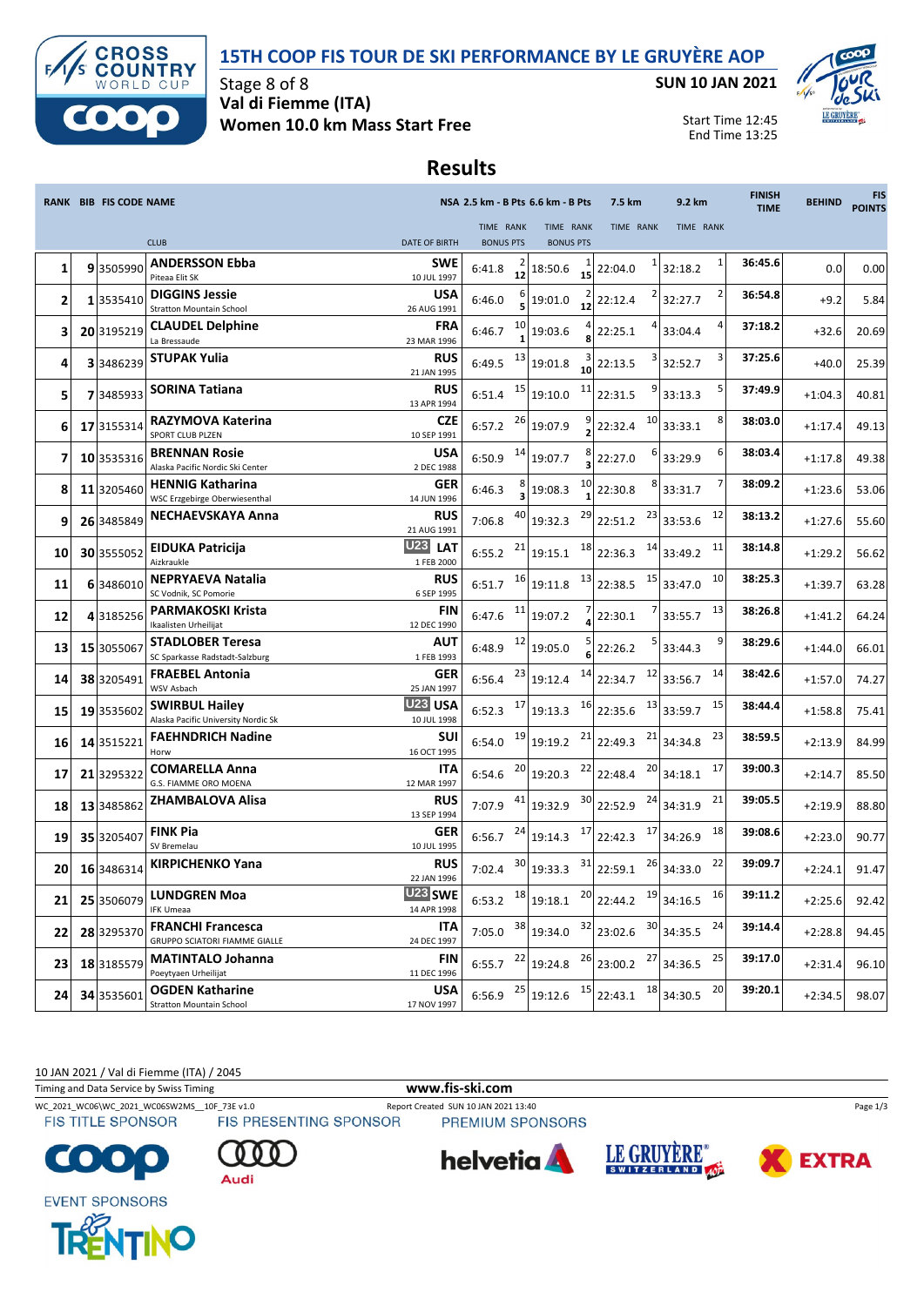# 15TH COOP FIS TOUR DE SKI PERFORMANCE BY LE GRUYÈRE AOP

Stage 8 of 8
**Val di Fiemme (ITA)**
**Women 10.0 km Mass Start Free**

**SUN 10 JAN 2021**

Start Time 12:45
End Time 13:25

## Results

| RANK | BIB | FIS CODE | NAME / CLUB | NSA / DATE OF BIRTH | 2.5 km - B Pts TIME | RANK / BONUS PTS | 6.6 km - B Pts TIME | RANK / BONUS PTS | 7.5 km TIME | RANK | 9.2 km TIME | RANK | FINISH TIME | BEHIND | FIS POINTS |
|---|---|---|---|---|---|---|---|---|---|---|---|---|---|---|---|
| 1 | 9 | 3505990 | **ANDERSSON Ebba** Piteaa Elit SK | **SWE** 10 JUL 1997 | 6:41.8 | 2 / 12 | 18:50.6 | 1 / 15 | 22:04.0 | 1 | 32:18.2 | 1 | **36:45.6** | 0.0 | 0.00 |
| 2 | 1 | 3535410 | **DIGGINS Jessie** Stratton Mountain School | **USA** 26 AUG 1991 | 6:46.0 | 6 / 5 | 19:01.0 | 2 / 12 | 22:12.4 | 2 | 32:27.7 | 2 | **36:54.8** | +9.2 | 5.84 |
| 3 | 20 | 3195219 | **CLAUDEL Delphine** La Bressaude | **FRA** 23 MAR 1996 | 6:46.7 | 10 / 1 | 19:03.6 | 4 / 8 | 22:25.1 | 4 | 33:04.4 | 4 | **37:18.2** | +32.6 | 20.69 |
| 4 | 3 | 3486239 | **STUPAK Yulia** | **RUS** 21 JAN 1995 | 6:49.5 | 13 | 19:01.8 | 3 / 10 | 22:13.5 | 3 | 32:52.7 | 3 | **37:25.6** | +40.0 | 25.39 |
| 5 | 7 | 3485933 | **SORINA Tatiana** | **RUS** 13 APR 1994 | 6:51.4 | 15 | 19:10.0 | 11 | 22:31.5 | 9 | 33:13.3 | 5 | **37:49.9** | +1:04.3 | 40.81 |
| 6 | 17 | 3155314 | **RAZYMOVA Katerina** SPORT CLUB PLZEN | **CZE** 10 SEP 1991 | 6:57.2 | 26 | 19:07.9 | 9 / 2 | 22:32.4 | 10 | 33:33.1 | 8 | **38:03.0** | +1:17.4 | 49.13 |
| 7 | 10 | 3535316 | **BRENNAN Rosie** Alaska Pacific Nordic Ski Center | **USA** 2 DEC 1988 | 6:50.9 | 14 | 19:07.7 | 8 / 3 | 22:27.0 | 6 | 33:29.9 | 6 | **38:03.4** | +1:17.8 | 49.38 |
| 8 | 11 | 3205460 | **HENNIG Katharina** WSC Erzgebirge Oberwiesenthal | **GER** 14 JUN 1996 | 6:46.3 | 8 / 3 | 19:08.3 | 10 / 1 | 22:30.8 | 8 | 33:31.7 | 7 | **38:09.2** | +1:23.6 | 53.06 |
| 9 | 26 | 3485849 | **NECHAEVSKAYA Anna** | **RUS** 21 AUG 1991 | 7:06.8 | 40 | 19:32.3 | 29 | 22:51.2 | 23 | 33:53.6 | 12 | **38:13.2** | +1:27.6 | 55.60 |
| 10 | 30 | 3555052 | **EIDUKA Patricija** Aizkraukle | U23 **LAT** 1 FEB 2000 | 6:55.2 | 21 | 19:15.1 | 18 | 22:36.3 | 14 | 33:49.2 | 11 | **38:14.8** | +1:29.2 | 56.62 |
| 11 | 6 | 3486010 | **NEPRYAEVA Natalia** SC Vodnik, SC Pomorie | **RUS** 6 SEP 1995 | 6:51.7 | 16 | 19:11.8 | 13 | 22:38.5 | 15 | 33:47.0 | 10 | **38:25.3** | +1:39.7 | 63.28 |
| 12 | 4 | 3185256 | **PARMAKOSKI Krista** Ikaalisten Urheilijat | **FIN** 12 DEC 1990 | 6:47.6 | 11 | 19:07.2 | 7 / 4 | 22:30.1 | 7 | 33:55.7 | 13 | **38:26.8** | +1:41.2 | 64.24 |
| 13 | 15 | 3055067 | **STADLOBER Teresa** SC Sparkasse Radstadt-Salzburg | **AUT** 1 FEB 1993 | 6:48.9 | 12 | 19:05.0 | 5 / 6 | 22:26.2 | 5 | 33:44.3 | 9 | **38:29.6** | +1:44.0 | 66.01 |
| 14 | 38 | 3205491 | **FRAEBEL Antonia** WSV Asbach | **GER** 25 JAN 1997 | 6:56.4 | 23 | 19:12.4 | 14 | 22:34.7 | 12 | 33:56.7 | 14 | **38:42.6** | +1:57.0 | 74.27 |
| 15 | 19 | 3535602 | **SWIRBUL Hailey** Alaska Pacific University Nordic Sk | U23 **USA** 10 JUL 1998 | 6:52.3 | 17 | 19:13.3 | 16 | 22:35.6 | 13 | 33:59.7 | 15 | **38:44.4** | +1:58.8 | 75.41 |
| 16 | 14 | 3515221 | **FAEHNDRICH Nadine** Horw | **SUI** 16 OCT 1995 | 6:54.0 | 19 | 19:19.2 | 21 | 22:49.3 | 21 | 34:34.8 | 23 | **38:59.5** | +2:13.9 | 84.99 |
| 17 | 21 | 3295322 | **COMARELLA Anna** G.S. FIAMME ORO MOENA | **ITA** 12 MAR 1997 | 6:54.6 | 20 | 19:20.3 | 22 | 22:48.4 | 20 | 34:18.1 | 17 | **39:00.3** | +2:14.7 | 85.50 |
| 18 | 13 | 3485862 | **ZHAMBALOVA Alisa** | **RUS** 13 SEP 1994 | 7:07.9 | 41 | 19:32.9 | 30 | 22:52.9 | 24 | 34:31.9 | 21 | **39:05.5** | +2:19.9 | 88.80 |
| 19 | 35 | 3205407 | **FINK Pia** SV Bremelau | **GER** 10 JUL 1995 | 6:56.7 | 24 | 19:14.3 | 17 | 22:42.3 | 17 | 34:26.9 | 18 | **39:08.6** | +2:23.0 | 90.77 |
| 20 | 16 | 3486314 | **KIRPICHENKO Yana** | **RUS** 22 JAN 1996 | 7:02.4 | 30 | 19:33.3 | 31 | 22:59.1 | 26 | 34:33.0 | 22 | **39:09.7** | +2:24.1 | 91.47 |
| 21 | 25 | 3506079 | **LUNDGREN Moa** IFK Umeaa | U23 **SWE** 14 APR 1998 | 6:53.2 | 18 | 19:18.1 | 20 | 22:44.2 | 19 | 34:16.5 | 16 | **39:11.2** | +2:25.6 | 92.42 |
| 22 | 28 | 3295370 | **FRANCHI Francesca** GRUPPO SCIATORI FIAMME GIALLE | **ITA** 24 DEC 1997 | 7:05.0 | 38 | 19:34.0 | 32 | 23:02.6 | 30 | 34:35.5 | 24 | **39:14.4** | +2:28.8 | 94.45 |
| 23 | 18 | 3185579 | **MATINTALO Johanna** Poeytyaen Urheilijat | **FIN** 11 DEC 1996 | 6:55.7 | 22 | 19:24.8 | 26 | 23:00.2 | 27 | 34:36.5 | 25 | **39:17.0** | +2:31.4 | 96.10 |
| 24 | 34 | 3535601 | **OGDEN Katharine** Stratton Mountain School | **USA** 17 NOV 1997 | 6:56.9 | 25 | 19:12.6 | 15 | 22:43.1 | 18 | 34:30.5 | 20 | **39:20.1** | +2:34.5 | 98.07 |

10 JAN 2021 / Val di Fiemme (ITA) / 2045

Timing and Data Service by Swiss Timing — www.fis-ski.com

WC_2021_WC06\WC_2021_WC06SW2MS__10F_73E v1.0 — Report Created SUN 10 JAN 2021 13:40

FIS TITLE SPONSOR — FIS PRESENTING SPONSOR — PREMIUM SPONSORS — EVENT SPONSORS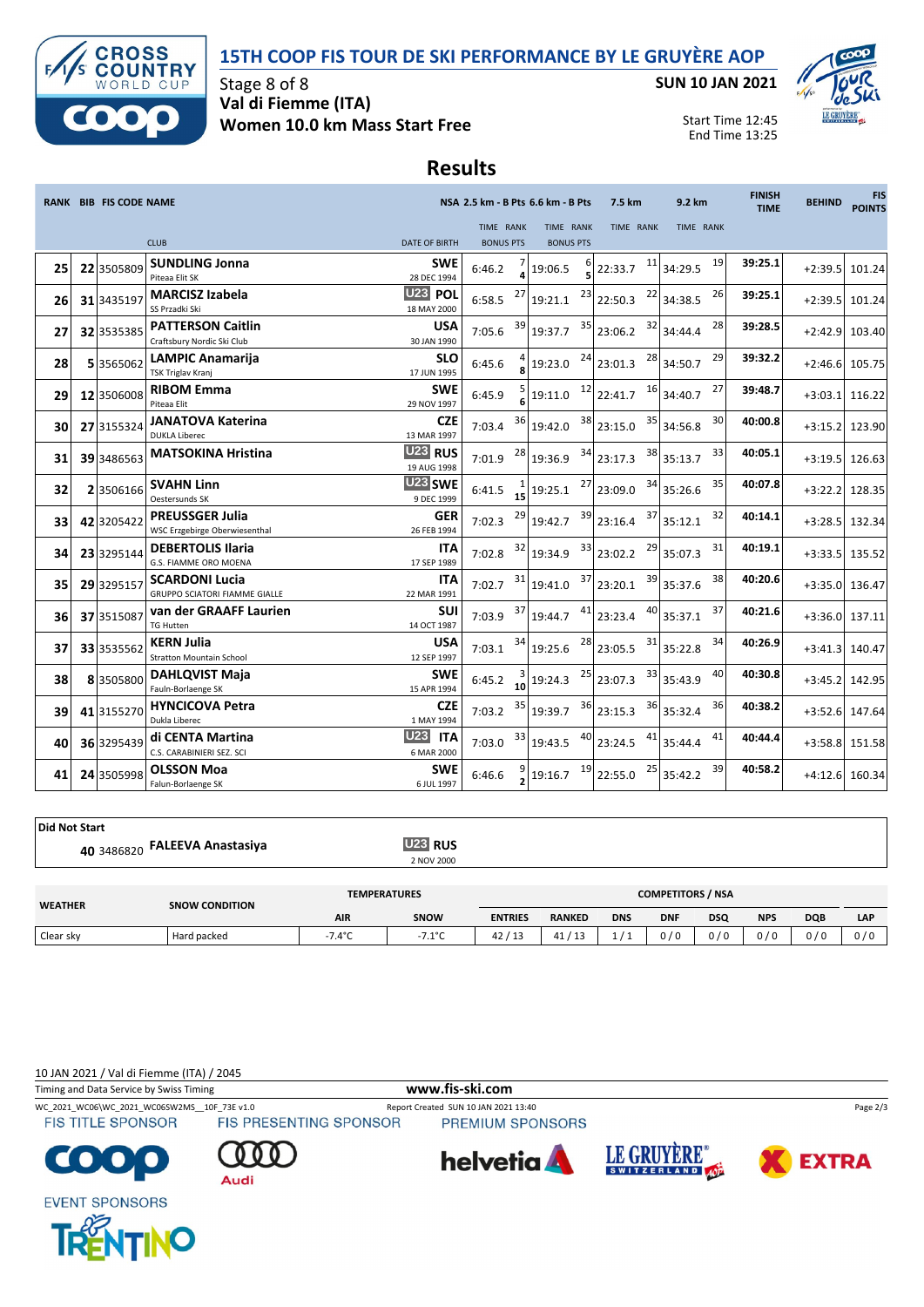# 15TH COOP FIS TOUR DE SKI PERFORMANCE BY LE GRUYÈRE AOP

Stage 8 of 8
Val di Fiemme (ITA)
Women 10.0 km Mass Start Free

SUN 10 JAN 2021

Start Time 12:45
End Time 13:25

## Results

| RANK | BIB | FIS CODE | NAME / CLUB | NSA / DATE OF BIRTH | 2.5 km - B Pts TIME | RANK / BONUS PTS | 6.6 km - B Pts TIME | RANK / BONUS PTS | 7.5 km TIME | RANK | 9.2 km TIME | RANK | FINISH TIME | BEHIND | FIS POINTS |
|---|---|---|---|---|---|---|---|---|---|---|---|---|---|---|---|
| 25 | 22 | 3505809 | SUNDLING Jonna<br>Piteaa Elit SK | SWE<br>28 DEC 1994 | 6:46.2 | 7 / 4 | 19:06.5 | 6 / 5 | 22:33.7 | 11 | 34:29.5 | 19 | 39:25.1 | +2:39.5 | 101.24 |
| 26 | 31 | 3435197 | MARCISZ Izabela<br>SS Przadki Ski | U23 POL<br>18 MAY 2000 | 6:58.5 | 27 | 19:21.1 | 23 | 22:50.3 | 22 | 34:38.5 | 26 | 39:25.1 | +2:39.5 | 101.24 |
| 27 | 32 | 3535385 | PATTERSON Caitlin<br>Craftsbury Nordic Ski Club | USA<br>30 JAN 1990 | 7:05.6 | 39 | 19:37.7 | 35 | 23:06.2 | 32 | 34:44.4 | 28 | 39:28.5 | +2:42.9 | 103.40 |
| 28 | 5 | 3565062 | LAMPIC Anamarija<br>TSK Triglav Kranj | SLO<br>17 JUN 1995 | 6:45.6 | 4 / 8 | 19:23.0 | 24 | 23:01.3 | 28 | 34:50.7 | 29 | 39:32.2 | +2:46.6 | 105.75 |
| 29 | 12 | 3506008 | RIBOM Emma<br>Piteaa Elit | SWE<br>29 NOV 1997 | 6:45.9 | 5 / 6 | 19:11.0 | 12 | 22:41.7 | 16 | 34:40.7 | 27 | 39:48.7 | +3:03.1 | 116.22 |
| 30 | 27 | 3155324 | JANATOVA Katerina<br>DUKLA Liberec | CZE<br>13 MAR 1997 | 7:03.4 | 36 | 19:42.0 | 38 | 23:15.0 | 35 | 34:56.8 | 30 | 40:00.8 | +3:15.2 | 123.90 |
| 31 | 39 | 3486563 | MATSOKINA Hristina | U23 RUS<br>19 AUG 1998 | 7:01.9 | 28 | 19:36.9 | 34 | 23:17.3 | 38 | 35:13.7 | 33 | 40:05.1 | +3:19.5 | 126.63 |
| 32 | 2 | 3506166 | SVAHN Linn<br>Oestersunds SK | U23 SWE<br>9 DEC 1999 | 6:41.5 | 1 / 15 | 19:25.1 | 27 | 23:09.0 | 34 | 35:26.6 | 35 | 40:07.8 | +3:22.2 | 128.35 |
| 33 | 42 | 3205422 | PREUSSGER Julia<br>WSC Erzgebirge Oberwiesenthal | GER<br>26 FEB 1994 | 7:02.3 | 29 | 19:42.7 | 39 | 23:16.4 | 37 | 35:12.1 | 32 | 40:14.1 | +3:28.5 | 132.34 |
| 34 | 23 | 3295144 | DEBERTOLIS Ilaria<br>G.S. FIAMME ORO MOENA | ITA<br>17 SEP 1989 | 7:02.8 | 32 | 19:34.9 | 33 | 23:02.2 | 29 | 35:07.3 | 31 | 40:19.1 | +3:33.5 | 135.52 |
| 35 | 29 | 3295157 | SCARDONI Lucia<br>GRUPPO SCIATORI FIAMME GIALLE | ITA<br>22 MAR 1991 | 7:02.7 | 31 | 19:41.0 | 37 | 23:20.1 | 39 | 35:37.6 | 38 | 40:20.6 | +3:35.0 | 136.47 |
| 36 | 37 | 3515087 | van der GRAAFF Laurien<br>TG Hutten | SUI<br>14 OCT 1987 | 7:03.9 | 37 | 19:44.7 | 41 | 23:23.4 | 40 | 35:37.1 | 37 | 40:21.6 | +3:36.0 | 137.11 |
| 37 | 33 | 3535562 | KERN Julia<br>Stratton Mountain School | USA<br>12 SEP 1997 | 7:03.1 | 34 | 19:25.6 | 28 | 23:05.5 | 31 | 35:22.8 | 34 | 40:26.9 | +3:41.3 | 140.47 |
| 38 | 8 | 3505800 | DAHLQVIST Maja<br>Fauln-Borlaenge SK | SWE<br>15 APR 1994 | 6:45.2 | 3 / 10 | 19:24.3 | 25 | 23:07.3 | 33 | 35:43.9 | 40 | 40:30.8 | +3:45.2 | 142.95 |
| 39 | 41 | 3155270 | HYNCICOVA Petra<br>Dukla Liberec | CZE<br>1 MAY 1994 | 7:03.2 | 35 | 19:39.7 | 36 | 23:15.3 | 36 | 35:32.4 | 36 | 40:38.2 | +3:52.6 | 147.64 |
| 40 | 36 | 3295439 | di CENTA Martina<br>C.S. CARABINIERI SEZ. SCI | U23 ITA<br>6 MAR 2000 | 7:03.0 | 33 | 19:43.5 | 40 | 23:24.5 | 41 | 35:44.4 | 41 | 40:44.4 | +3:58.8 | 151.58 |
| 41 | 24 | 3505998 | OLSSON Moa<br>Falun-Borlaenge SK | SWE<br>6 JUL 1997 | 6:46.6 | 9 / 2 | 19:16.7 | 19 | 22:55.0 | 25 | 35:42.2 | 39 | 40:58.2 | +4:12.6 | 160.34 |

### Did Not Start

| BIB | FIS CODE | NAME | NSA / DATE OF BIRTH |
|---|---|---|---|
| 40 | 3486820 | FALEEVA Anastasiya | U23 RUS<br>2 NOV 2000 |

| WEATHER | SNOW CONDITION | TEMPERATURES AIR | TEMPERATURES SNOW | ENTRIES | RANKED | DNS | DNF | DSQ | NPS | DQB | LAP |
|---|---|---|---|---|---|---|---|---|---|---|---|
| Clear sky | Hard packed | -7.4°C | -7.1°C | 42 / 13 | 41 / 13 | 1 / 1 | 0 / 0 | 0 / 0 | 0 / 0 | 0 / 0 | 0 / 0 |

10 JAN 2021 / Val di Fiemme (ITA) / 2045

Timing and Data Service by Swiss Timing

www.fis-ski.com

WC_2021_WC06\WC_2021_WC06SW2MS__10F_73E v1.0

Report Created SUN 10 JAN 2021 13:40

FIS TITLE SPONSOR · FIS PRESENTING SPONSOR · PREMIUM SPONSORS · EVENT SPONSORS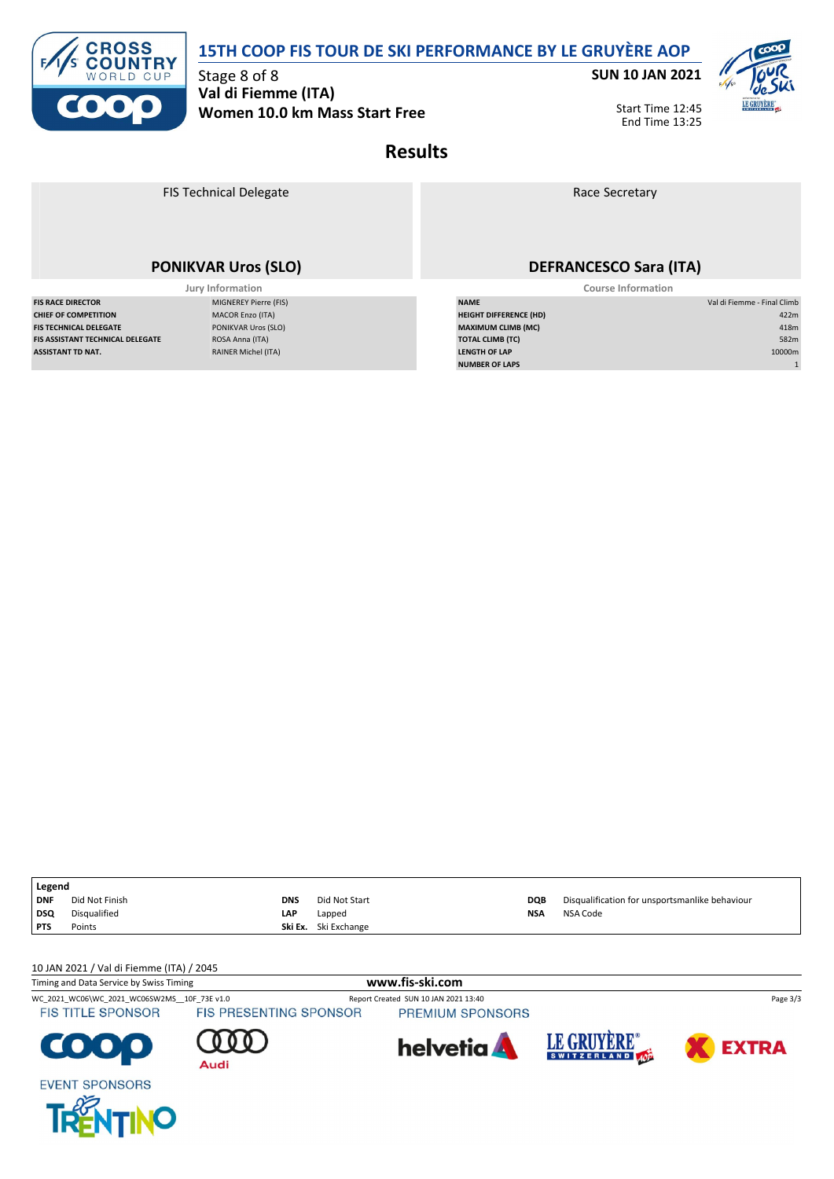# 15TH COOP FIS TOUR DE SKI PERFORMANCE BY LE GRUYÈRE AOP

Stage 8 of 8
**Val di Fiemme (ITA)**
**Women 10.0 km Mass Start Free**

**SUN 10 JAN 2021**

Start Time 12:45
End Time 13:25

## Results

| FIS Technical Delegate | Race Secretary |
|---|---|
| **PONIKVAR Uros (SLO)** | **DEFRANCESCO Sara (ITA)** |

**Jury Information**

| | |
|---|---|
| **FIS RACE DIRECTOR** | MIGNEREY Pierre (FIS) |
| **CHIEF OF COMPETITION** | MACOR Enzo (ITA) |
| **FIS TECHNICAL DELEGATE** | PONIKVAR Uros (SLO) |
| **FIS ASSISTANT TECHNICAL DELEGATE** | ROSA Anna (ITA) |
| **ASSISTANT TD NAT.** | RAINER Michel (ITA) |

**Course Information**

| | |
|---|---|
| **NAME** | Val di Fiemme - Final Climb |
| **HEIGHT DIFFERENCE (HD)** | 422m |
| **MAXIMUM CLIMB (MC)** | 418m |
| **TOTAL CLIMB (TC)** | 582m |
| **LENGTH OF LAP** | 10000m |
| **NUMBER OF LAPS** | 1 |

**Legend**

| | | | | | |
|---|---|---|---|---|---|
| **DNF** | Did Not Finish | **DNS** | Did Not Start | **DQB** | Disqualification for unsportsmanlike behaviour |
| **DSQ** | Disqualified | **LAP** | Lapped | **NSA** | NSA Code |
| **PTS** | Points | **Ski Ex.** | Ski Exchange | | |

10 JAN 2021 / Val di Fiemme (ITA) / 2045
Timing and Data Service by Swiss Timing
www.fis-ski.com
WC_2021_WC06\WC_2021_WC06SW2MS__10F_73E v1.0
Report Created SUN 10 JAN 2021 13:40

FIS TITLE SPONSOR
FIS PRESENTING SPONSOR
PREMIUM SPONSORS
EVENT SPONSORS